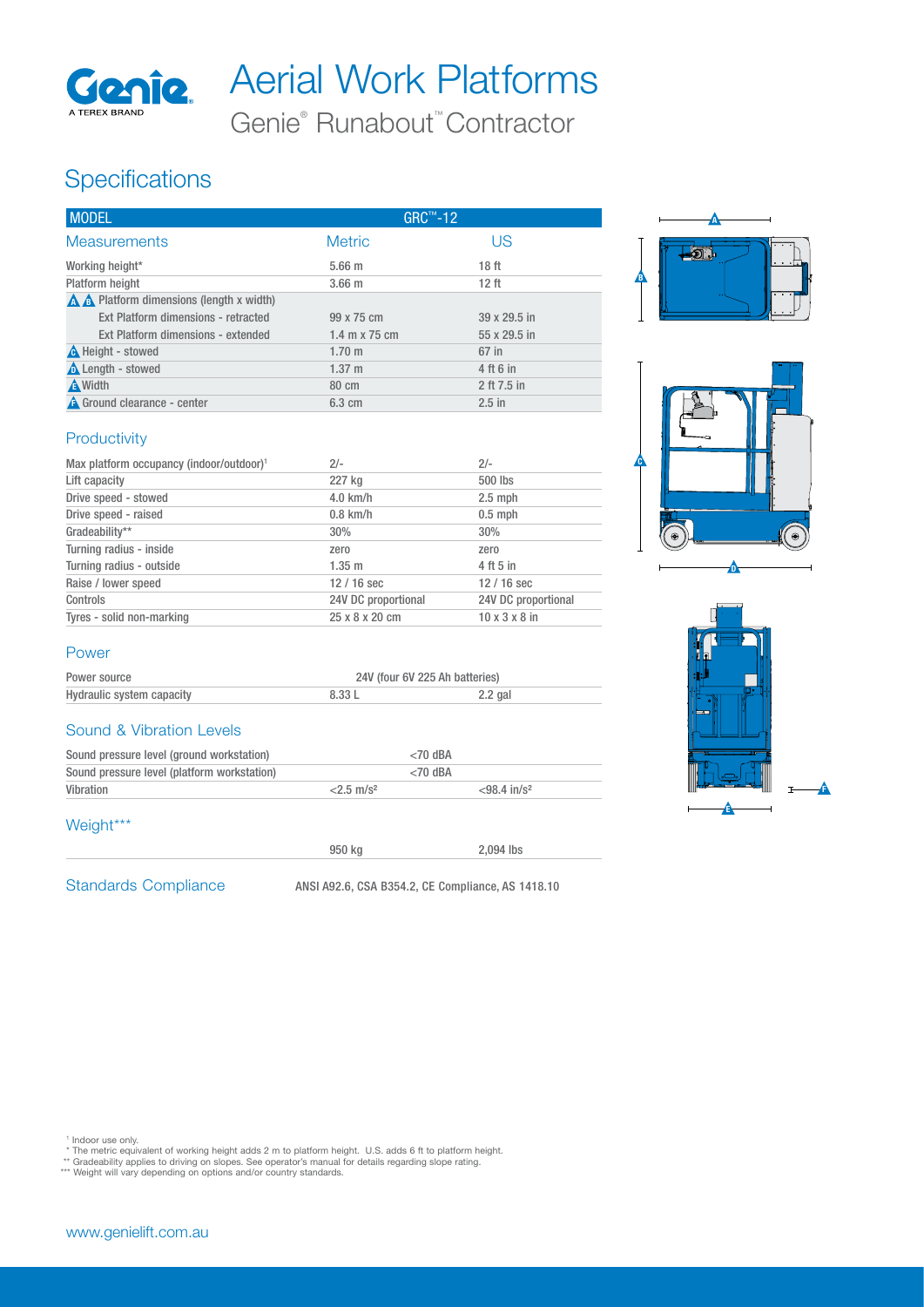# Aerial Work Platforms

Genie® Runabout™ Contractor

## Specifications

| MODEL | GRC™-12 | |
|---|---|---|
| **Measurements** | **Metric** | **US** |
| Working height* | 5.66 m | 18 ft |
| Platform height | 3.66 m | 12 ft |
| A B Platform dimensions (length x width) | | |
| Ext Platform dimensions - retracted | 99 x 75 cm | 39 x 29.5 in |
| Ext Platform dimensions - extended | 1.4 m x 75 cm | 55 x 29.5 in |
| C Height - stowed | 1.70 m | 67 in |
| D Length - stowed | 1.37 m | 4 ft 6 in |
| E Width | 80 cm | 2 ft 7.5 in |
| F Ground clearance - center | 6.3 cm | 2.5 in |

### Productivity

| | | |
|---|---|---|
| Max platform occupancy (indoor/outdoor)[1] | 2/- | 2/- |
| Lift capacity | 227 kg | 500 lbs |
| Drive speed - stowed | 4.0 km/h | 2.5 mph |
| Drive speed - raised | 0.8 km/h | 0.5 mph |
| Gradeability** | 30% | 30% |
| Turning radius - inside | zero | zero |
| Turning radius - outside | 1.35 m | 4 ft 5 in |
| Raise / lower speed | 12 / 16 sec | 12 / 16 sec |
| Controls | 24V DC proportional | 24V DC proportional |
| Tyres - solid non-marking | 25 x 8 x 20 cm | 10 x 3 x 8 in |

### Power

| | | |
|---|---|---|
| Power source | 24V (four 6V 225 Ah batteries) | |
| Hydraulic system capacity | 8.33 L | 2.2 gal |

### Sound & Vibration Levels

| | | |
|---|---|---|
| Sound pressure level (ground workstation) | <70 dBA | |
| Sound pressure level (platform workstation) | <70 dBA | |
| Vibration | <2.5 m/s² | <98.4 in/s² |

### Weight***

| | | |
|---|---|---|
| | 950 kg | 2,094 lbs |

### Standards Compliance

ANSI A92.6, CSA B354.2, CE Compliance, AS 1418.10

A

B

C

D

E

F

[1] Indoor use only.
* The metric equivalent of working height adds 2 m to platform height. U.S. adds 6 ft to platform height.
** Gradeability applies to driving on slopes. See operator's manual for details regarding slope rating.
*** Weight will vary depending on options and/or country standards.

www.genielift.com.au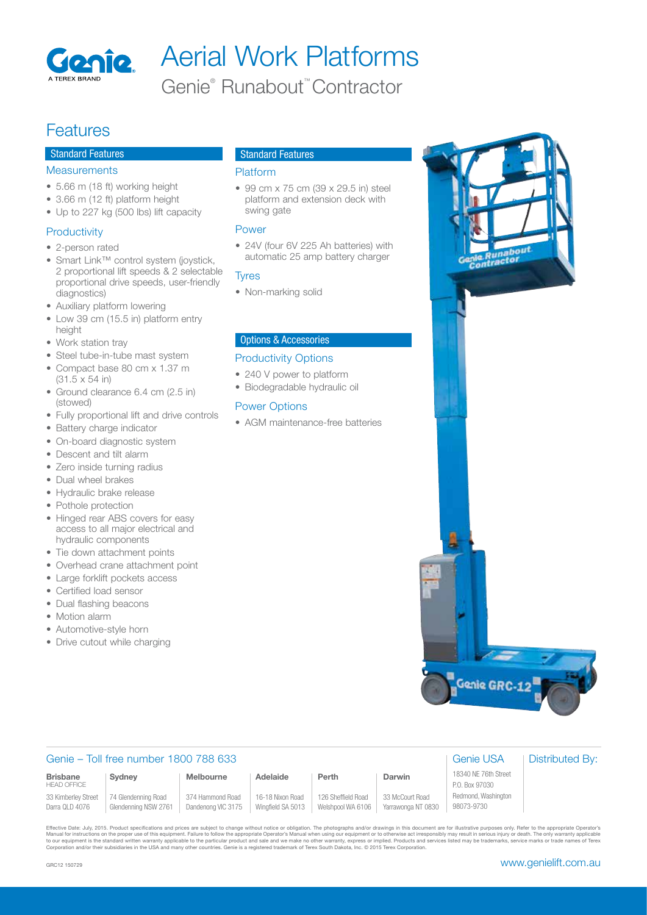# Aerial Work Platforms

## Genie® Runabout™ Contractor

## Features

### Standard Features

#### Measurements

- 5.66 m (18 ft) working height
- 3.66 m (12 ft) platform height
- Up to 227 kg (500 lbs) lift capacity

#### Productivity

- 2-person rated
- Smart Link™ control system (joystick, 2 proportional lift speeds & 2 selectable proportional drive speeds, user-friendly diagnostics)
- Auxiliary platform lowering
- Low 39 cm (15.5 in) platform entry height
- Work station tray
- Steel tube-in-tube mast system
- Compact base 80 cm x 1.37 m (31.5 x 54 in)
- Ground clearance 6.4 cm (2.5 in) (stowed)
- Fully proportional lift and drive controls
- Battery charge indicator
- On-board diagnostic system
- Descent and tilt alarm
- Zero inside turning radius
- Dual wheel brakes
- Hydraulic brake release
- Pothole protection
- Hinged rear ABS covers for easy access to all major electrical and hydraulic components
- Tie down attachment points
- Overhead crane attachment point
- Large forklift pockets access
- Certified load sensor
- Dual flashing beacons
- Motion alarm
- Automotive-style horn
- Drive cutout while charging

### Standard Features

#### Platform

- 99 cm x 75 cm (39 x 29.5 in) steel platform and extension deck with swing gate

#### Power

- 24V (four 6V 225 Ah batteries) with automatic 25 amp battery charger

#### Tyres

- Non-marking solid

### Options & Accessories

#### Productivity Options

- 240 V power to platform
- Biodegradable hydraulic oil

#### Power Options

- AGM maintenance-free batteries

Genie Runabout Contractor

Genie GRC-12

---

Genie – Toll free number 1800 788 633

| Brisbane HEAD OFFICE | Sydney | Melbourne | Adelaide | Perth | Darwin |
|---|---|---|---|---|---|
| 33 Kimberley Street Darra QLD 4076 | 74 Glendenning Road Glendenning NSW 2761 | 374 Hammond Road Dandenong VIC 3175 | 16-18 Nixon Road Wingfield SA 5013 | 126 Sheffield Road Welshpool WA 6106 | 33 McCourt Road Yarrawonga NT 0830 |

Genie USA
18340 NE 76th Street
P.O. Box 97030
Redmond, Washington
98073-9730

Distributed By:

Effective Date: July, 2015. Product specifications and prices are subject to change without notice or obligation. The photographs and/or drawings in this document are for illustrative purposes only. Refer to the appropriate Operator's Manual for instructions on the proper use of this equipment. Failure to follow the appropriate Operator's Manual when using our equipment or to otherwise act irresponsibly may result in serious injury or death. The only warranty applicable to our equipment is the standard written warranty applicable to the particular product and sale and we make no other warranty, express or implied. Products and services listed may be trademarks, service marks or trade names of Terex Corporation and/or their subsidiaries in the USA and many other countries. Genie is a registered trademark of Terex South Dakota, Inc. © 2015 Terex Corporation.

GRC12 150729

www.genielift.com.au